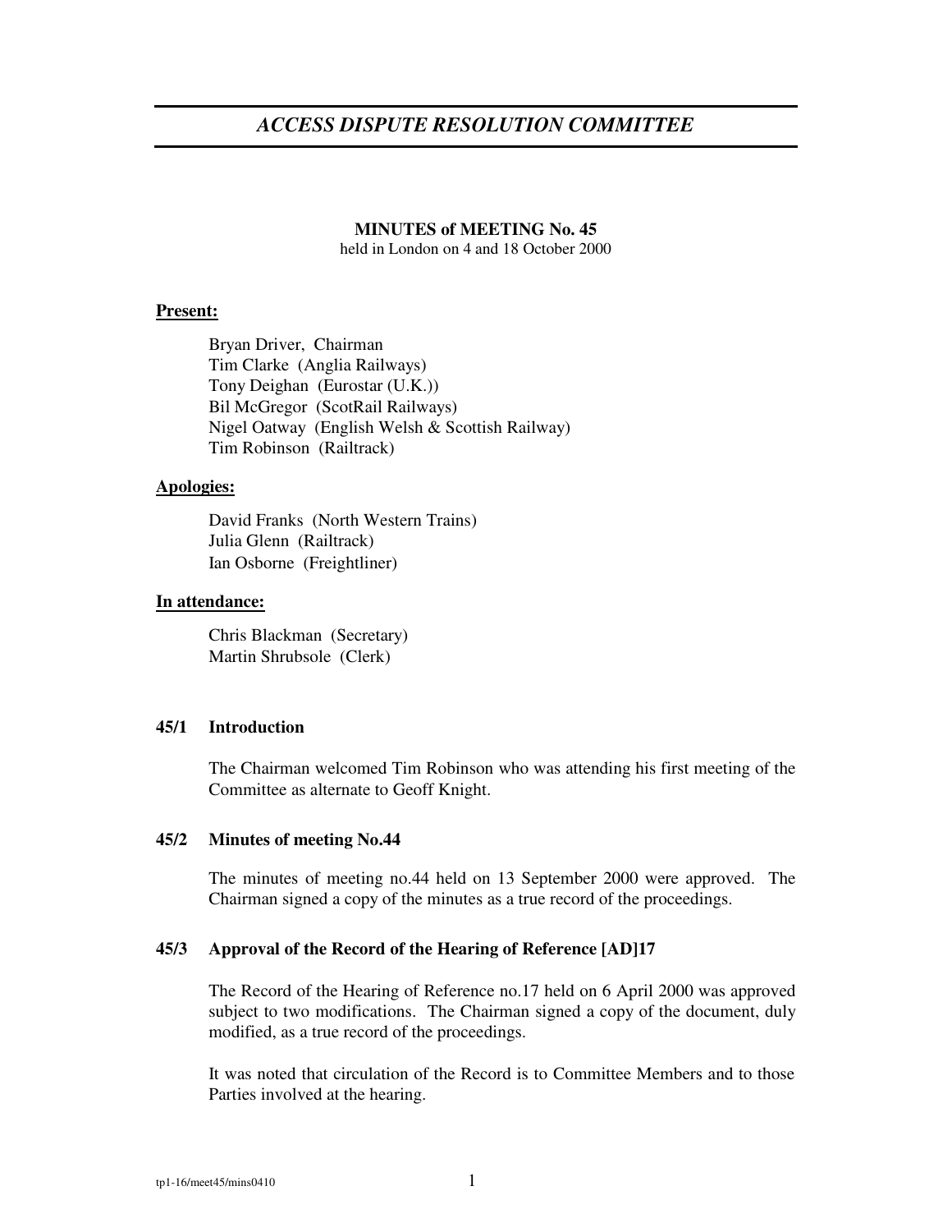# *ACCESS DISPUTE RESOLUTION COMMITTEE*

**MINUTES of MEETING No. 45**
held in London on 4 and 18 October 2000

**Present:**

Bryan Driver, Chairman
Tim Clarke (Anglia Railways)
Tony Deighan (Eurostar (U.K.))
Bil McGregor (ScotRail Railways)
Nigel Oatway (English Welsh & Scottish Railway)
Tim Robinson (Railtrack)

**Apologies:**

David Franks (North Western Trains)
Julia Glenn (Railtrack)
Ian Osborne (Freightliner)

**In attendance:**

Chris Blackman (Secretary)
Martin Shrubsole (Clerk)

### 45/1 Introduction

The Chairman welcomed Tim Robinson who was attending his first meeting of the Committee as alternate to Geoff Knight.

### 45/2 Minutes of meeting No.44

The minutes of meeting no.44 held on 13 September 2000 were approved. The Chairman signed a copy of the minutes as a true record of the proceedings.

### 45/3 Approval of the Record of the Hearing of Reference [AD]17

The Record of the Hearing of Reference no.17 held on 6 April 2000 was approved subject to two modifications. The Chairman signed a copy of the document, duly modified, as a true record of the proceedings.

It was noted that circulation of the Record is to Committee Members and to those Parties involved at the hearing.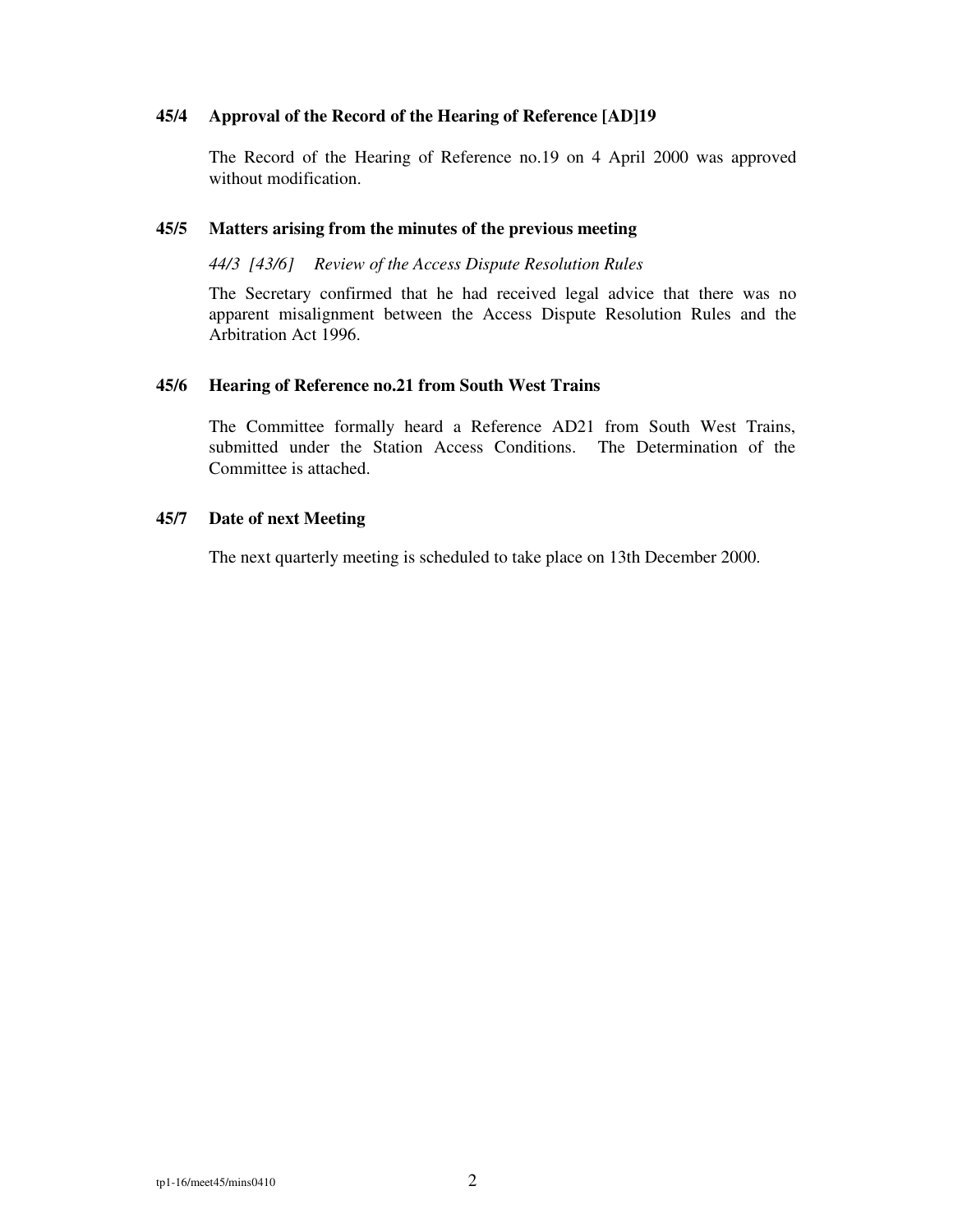**45/4 Approval of the Record of the Hearing of Reference [AD]19**

The Record of the Hearing of Reference no.19 on 4 April 2000 was approved without modification.

**45/5 Matters arising from the minutes of the previous meeting**

*44/3 [43/6] Review of the Access Dispute Resolution Rules*

The Secretary confirmed that he had received legal advice that there was no apparent misalignment between the Access Dispute Resolution Rules and the Arbitration Act 1996.

**45/6 Hearing of Reference no.21 from South West Trains**

The Committee formally heard a Reference AD21 from South West Trains, submitted under the Station Access Conditions. The Determination of the Committee is attached.

**45/7 Date of next Meeting**

The next quarterly meeting is scheduled to take place on 13th December 2000.